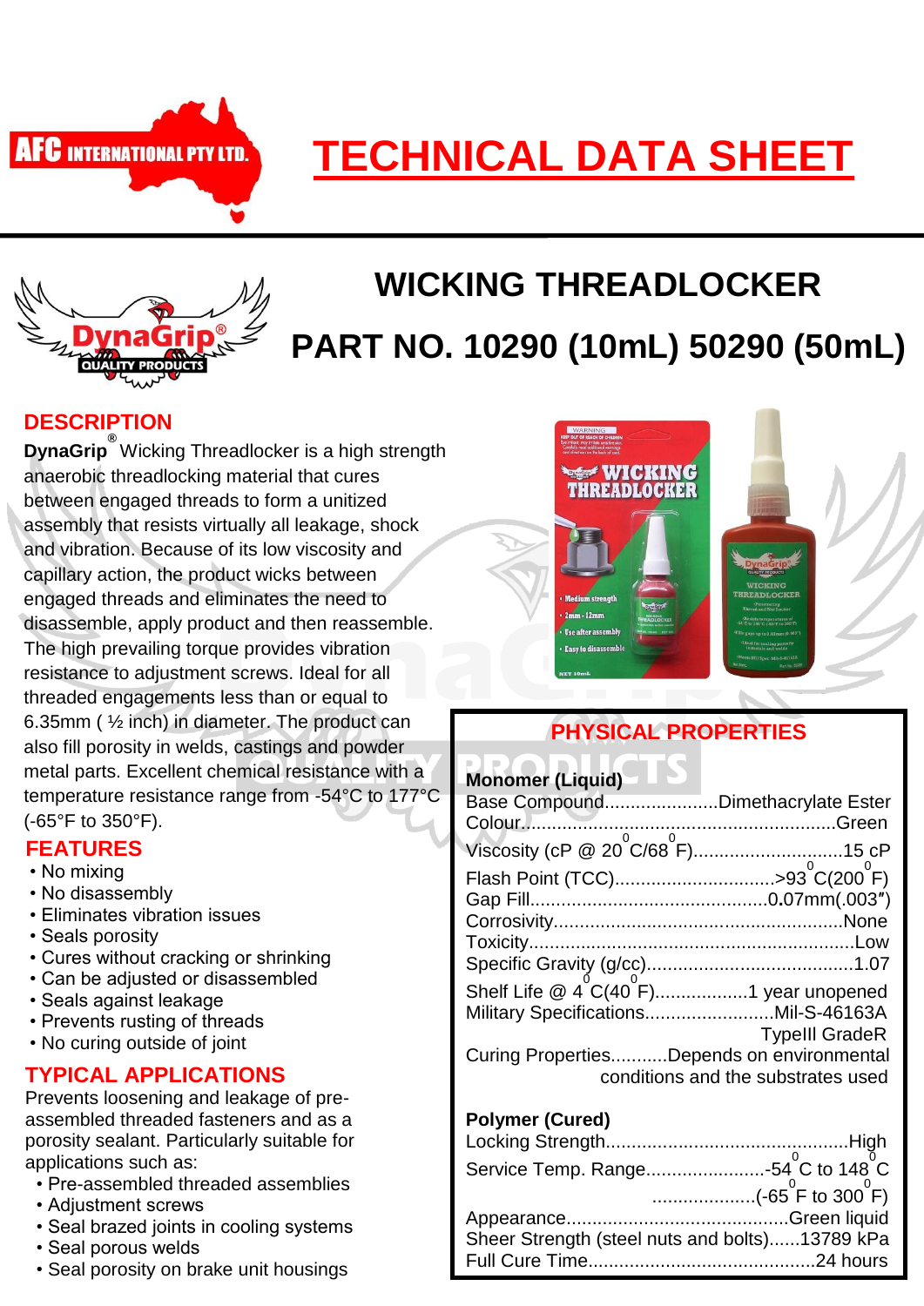AFC INTERNATIONAL PTY LTD.

# TECHNICAL DATA SHEET

## WICKING THREADLOCKER

## PART NO. 10290 (10mL) 50290 (50mL)

### DESCRIPTION

**DynaGrip**® Wicking Threadlocker is a high strength anaerobic threadlocking material that cures between engaged threads to form a unitized assembly that resists virtually all leakage, shock and vibration. Because of its low viscosity and capillary action, the product wicks between engaged threads and eliminates the need to disassemble, apply product and then reassemble. The high prevailing torque provides vibration resistance to adjustment screws. Ideal for all threaded engagements less than or equal to 6.35mm ( ½ inch) in diameter. The product can also fill porosity in welds, castings and powder metal parts. Excellent chemical resistance with a temperature resistance range from -54°C to 177°C (-65°F to 350°F).

### FEATURES

- No mixing
- No disassembly
- Eliminates vibration issues
- Seals porosity
- Cures without cracking or shrinking
- Can be adjusted or disassembled
- Seals against leakage
- Prevents rusting of threads
- No curing outside of joint

### TYPICAL APPLICATIONS

Prevents loosening and leakage of pre-assembled threaded fasteners and as a porosity sealant. Particularly suitable for applications such as:

- Pre-assembled threaded assemblies
- Adjustment screws
- Seal brazed joints in cooling systems
- Seal porous welds
- Seal porosity on brake unit housings

### PHYSICAL PROPERTIES

**Monomer (Liquid)**

Base Compound......................Dimethacrylate Ester
Colour............................................................Green
Viscosity (cP @ 20°C/68°F)............................15 cP
Flash Point (TCC)..............................>93°C(200°F)
Gap Fill.............................................0.07mm(.003″)
Corrosivity.......................................................None
Toxicity..............................................................Low
Specific Gravity (g/cc)........................................1.07
Shelf Life @ 4°C(40°F)..................1 year unopened
Military Specifications.........................Mil-S-46163A TypeIII GradeR
Curing Properties...........Depends on environmental conditions and the substrates used

**Polymer (Cured)**

Locking Strength..............................................High
Service Temp. Range.......................-54°C to 148°C
....................(-65°F to 300°F)
Appearance..........................................Green liquid
Sheer Strength (steel nuts and bolts)......13789 kPa
Full Cure Time...........................................24 hours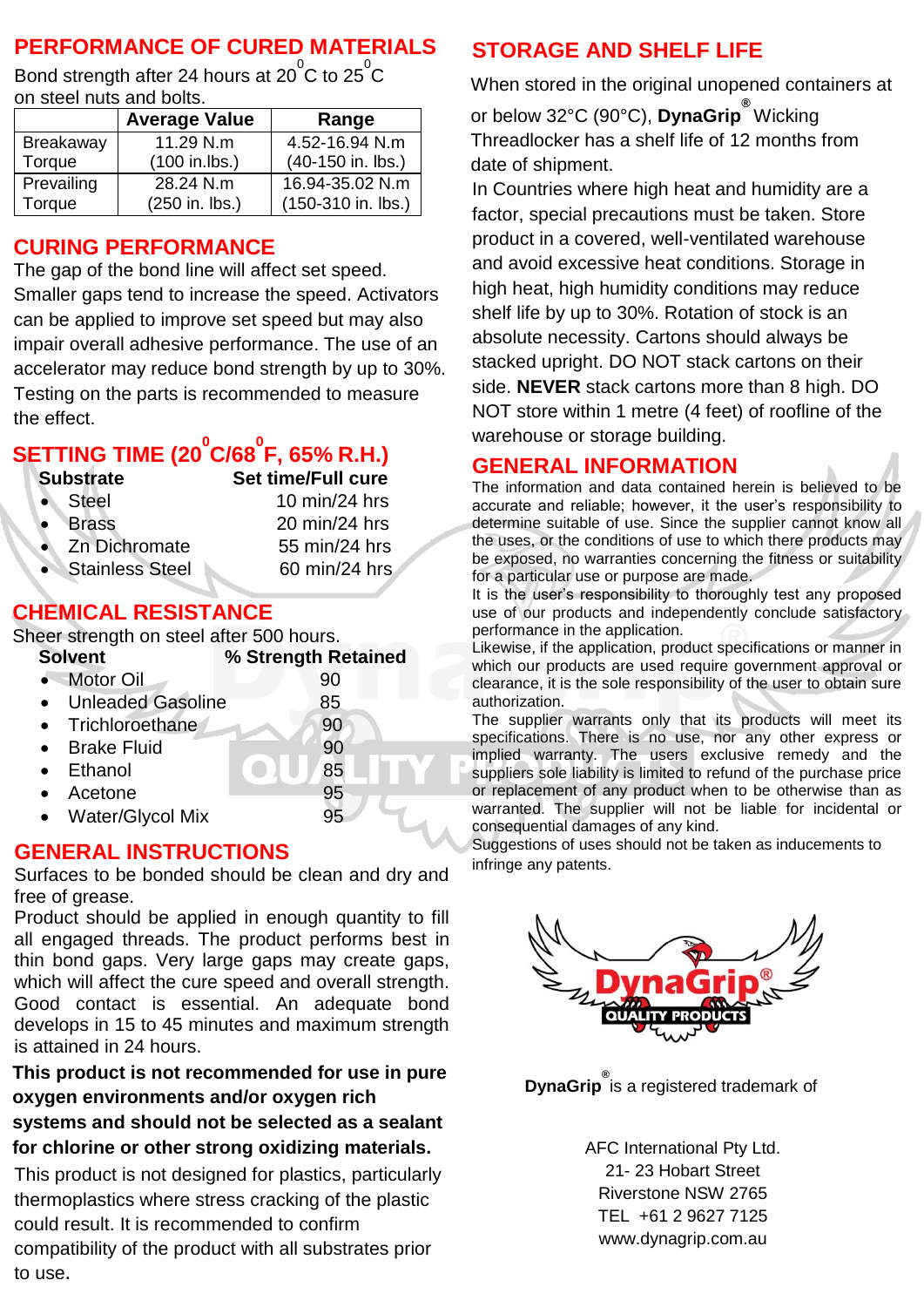## PERFORMANCE OF CURED MATERIALS

Bond strength after 24 hours at 20$^0$C to 25$^0$C on steel nuts and bolts.

| | Average Value | Range |
|---|---|---|
| Breakaway Torque | 11.29 N.m (100 in.lbs.) | 4.52-16.94 N.m (40-150 in. lbs.) |
| Prevailing Torque | 28.24 N.m (250 in. lbs.) | 16.94-35.02 N.m (150-310 in. lbs.) |

## CURING PERFORMANCE

The gap of the bond line will affect set speed. Smaller gaps tend to increase the speed. Activators can be applied to improve set speed but may also impair overall adhesive performance. The use of an accelerator may reduce bond strength by up to 30%. Testing on the parts is recommended to measure the effect.

## SETTING TIME (20$^0$C/68$^0$F, 65% R.H.)

| Substrate | Set time/Full cure |
|---|---|
| Steel | 10 min/24 hrs |
| Brass | 20 min/24 hrs |
| Zn Dichromate | 55 min/24 hrs |
| Stainless Steel | 60 min/24 hrs |

## CHEMICAL RESISTANCE

Sheer strength on steel after 500 hours.

| Solvent | % Strength Retained |
|---|---|
| Motor Oil | 90 |
| Unleaded Gasoline | 85 |
| Trichloroethane | 90 |
| Brake Fluid | 90 |
| Ethanol | 85 |
| Acetone | 95 |
| Water/Glycol Mix | 95 |

## GENERAL INSTRUCTIONS

Surfaces to be bonded should be clean and dry and free of grease.

Product should be applied in enough quantity to fill all engaged threads. The product performs best in thin bond gaps. Very large gaps may create gaps, which will affect the cure speed and overall strength. Good contact is essential. An adequate bond develops in 15 to 45 minutes and maximum strength is attained in 24 hours.

**This product is not recommended for use in pure oxygen environments and/or oxygen rich systems and should not be selected as a sealant for chlorine or other strong oxidizing materials.**

This product is not designed for plastics, particularly thermoplastics where stress cracking of the plastic could result. It is recommended to confirm compatibility of the product with all substrates prior to use.

## STORAGE AND SHELF LIFE

When stored in the original unopened containers at or below 32°C (90°C), **DynaGrip**® Wicking Threadlocker has a shelf life of 12 months from date of shipment.

In Countries where high heat and humidity are a factor, special precautions must be taken. Store product in a covered, well-ventilated warehouse and avoid excessive heat conditions. Storage in high heat, high humidity conditions may reduce shelf life by up to 30%. Rotation of stock is an absolute necessity. Cartons should always be stacked upright. DO NOT stack cartons on their side. **NEVER** stack cartons more than 8 high. DO NOT store within 1 metre (4 feet) of roofline of the warehouse or storage building.

## GENERAL INFORMATION

The information and data contained herein is believed to be accurate and reliable; however, it the user's responsibility to determine suitable of use. Since the supplier cannot know all the uses, or the conditions of use to which there products may be exposed, no warranties concerning the fitness or suitability for a particular use or purpose are made.

It is the user's responsibility to thoroughly test any proposed use of our products and independently conclude satisfactory performance in the application.

Likewise, if the application, product specifications or manner in which our products are used require government approval or clearance, it is the sole responsibility of the user to obtain sure authorization.

The supplier warrants only that its products will meet its specifications. There is no use, nor any other express or implied warranty. The users exclusive remedy and the suppliers sole liability is limited to refund of the purchase price or replacement of any product when to be otherwise than as warranted. The supplier will not be liable for incidental or consequential damages of any kind.

Suggestions of uses should not be taken as inducements to infringe any patents.

**DynaGrip**® is a registered trademark of

AFC International Pty Ltd.
21- 23 Hobart Street
Riverstone NSW 2765
TEL +61 2 9627 7125
www.dynagrip.com.au